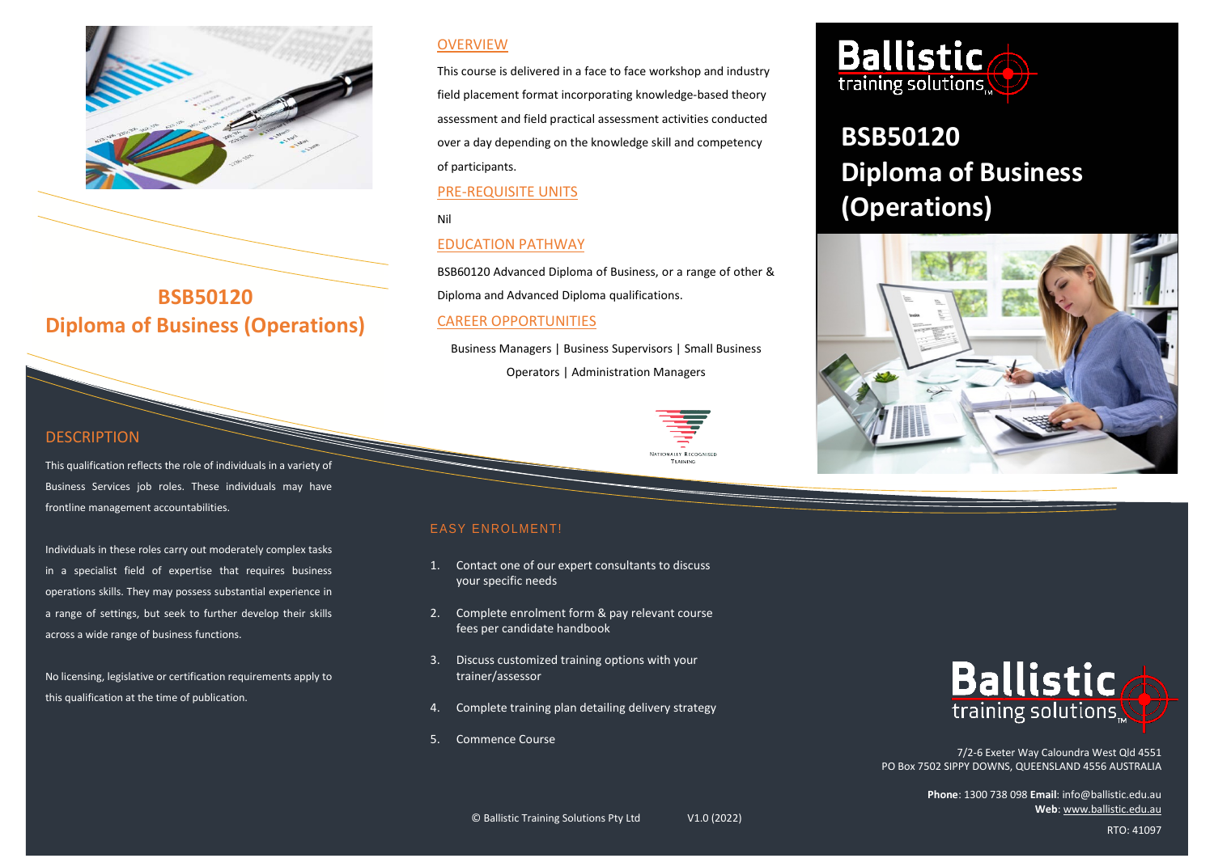# BSB50120 Diploma of Business (Operations)

## OVERVIEW

This course is delivered in a face to face workshop and industry field placement format incorporating knowledge-based theory assessment and field practical assessment activities conducted over a day depending on the knowledge skill and competency of participants.

## PRE-REQUISITE UNITS

Nil

## EDUCATION PATHWAY

BSB60120 Advanced Diploma of Business, or a range of other & Diploma and Advanced Diploma qualifications.

## CAREER OPPORTUNITIES

Business Managers | Business Supervisors | Small Business Operators | Administration Managers

NATIONALLY RECOGNISED TRAINING

**Ballistic training solutions™**

# BSB50120
# Diploma of Business (Operations)

## DESCRIPTION

This qualification reflects the role of individuals in a variety of Business Services job roles. These individuals may have frontline management accountabilities.

Individuals in these roles carry out moderately complex tasks in a specialist field of expertise that requires business operations skills. They may possess substantial experience in a range of settings, but seek to further develop their skills across a wide range of business functions.

No licensing, legislative or certification requirements apply to this qualification at the time of publication.

## EASY ENROLMENT!

1. Contact one of our expert consultants to discuss your specific needs
2. Complete enrolment form & pay relevant course fees per candidate handbook
3. Discuss customized training options with your trainer/assessor
4. Complete training plan detailing delivery strategy
5. Commence Course

**Ballistic training solutions™**

7/2-6 Exeter Way Caloundra West Qld 4551
PO Box 7502 SIPPY DOWNS, QUEENSLAND 4556 AUSTRALIA

**Phone**: 1300 738 098 **Email**: info@ballistic.edu.au
**Web**: www.ballistic.edu.au

RTO: 41097

© Ballistic Training Solutions Pty Ltd V1.0 (2022)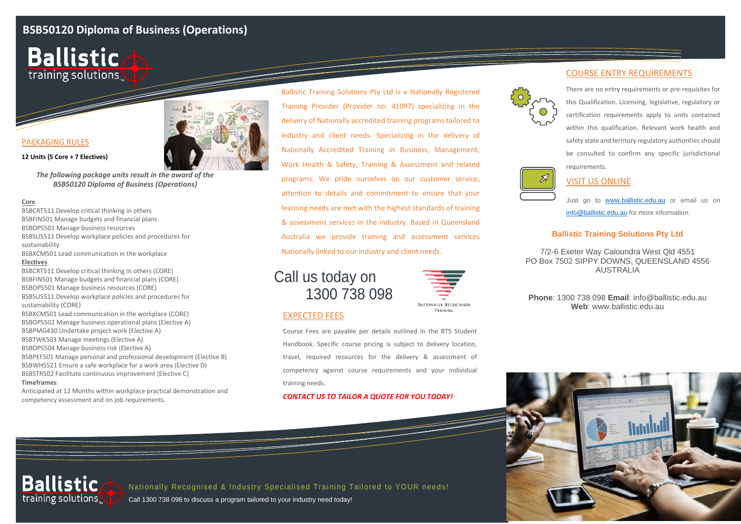# BSB50120 Diploma of Business (Operations)

Ballistic training solutions

## PACKAGING RULES

**12 Units (5 Core + 7 Electives)**

***The following package units result in the award of the BSB50120 Diploma of Business (Operations)***

**Core**

BSBCRT511 Develop critical thinking in others
BSBFIN501 Manage budgets and financial plans
BSBOPS501 Manage business resources
BSBSUS511 Develop workplace policies and procedures for sustainability
BSBXCM501 Lead communication in the workplace

**Electives**

BSBCRT511 Develop critical thinking in others (CORE)
BSBFIN501 Manage budgets and financial plans (CORE)
BSBOPS501 Manage business resources (CORE)
BSBSUS511 Develop workplace policies and procedures for sustainability (CORE)
BSBXCM501 Lead communication in the workplace (CORE)
BSBOPS502 Manage business operational plans (Elective A)
BSBPMG430 Undertake project work (Elective A)
BSBTWK503 Manage meetings (Elective A)
BSBOPS504 Manage business risk (Elective A)
BSBPEF501 Manage personal and professional development (Elective B)
BSBWHS521 Ensure a safe workplace for a work area (Elective D)
BSBSTR502 Facilitate continuous improvement (Elective C)

**Timeframes**:

Anticipated at 12 Months within workplace practical demonstration and competency assessment and on job requirements.

Ballistic Training Solutions Pty Ltd is a Nationally Registered Training Provider (Provider no: 41097) specializing in the delivery of Nationally accredited training programs tailored to industry and client needs. Specializing in the delivery of Nationally Accredited Training in Business, Management, Work Health & Safety, Training & Assessment and related programs. We pride ourselves on our customer service, attention to details and commitment to ensure that your learning needs are met with the highest standards of training & assessment services in the industry. Based in Queensland Australia we provide training and assessment services Nationally linked to our industry and client needs.

Call us today on
1300 738 098

NATIONALLY RECOGNISED TRAINING

## EXPECTED FEES

Course Fees are payable per details outlined in the BTS Student Handbook. Specific course pricing is subject to delivery location, travel, required resources for the delivery & assessment of competency against course requirements and your individual training needs.

***CONTACT US TO TAILOR A QUOTE FOR YOU TODAY!***

## COURSE ENTRY REQUIREMENTS

There are no entry requirements or pre-requisites for this Qualification. Licensing, legislative, regulatory or certification requirements apply to units contained within this qualification. Relevant work health and safety state and territory regulatory authorities should be consulted to confirm any specific jurisdictional requirements.

## VISIT US ONLINE

Just go to www.ballistic.edu.au or email us on info@ballistic.edu.au for more information.

**Ballistic Training Solutions Pty Ltd**

7/2-6 Exeter Way Caloundra West Qld 4551
PO Box 7502 SIPPY DOWNS, QUEENSLAND 4556
AUSTRALIA

**Phone**: 1300 738 098 **Email**: info@ballistic.edu.au
**Web**: www.ballistic.edu.au

Ballistic training solutions

Nationally Recognised & Industry Specialised Training Tailored to YOUR needs!

Call 1300 738 098 to discuss a program tailored to your industry need today!